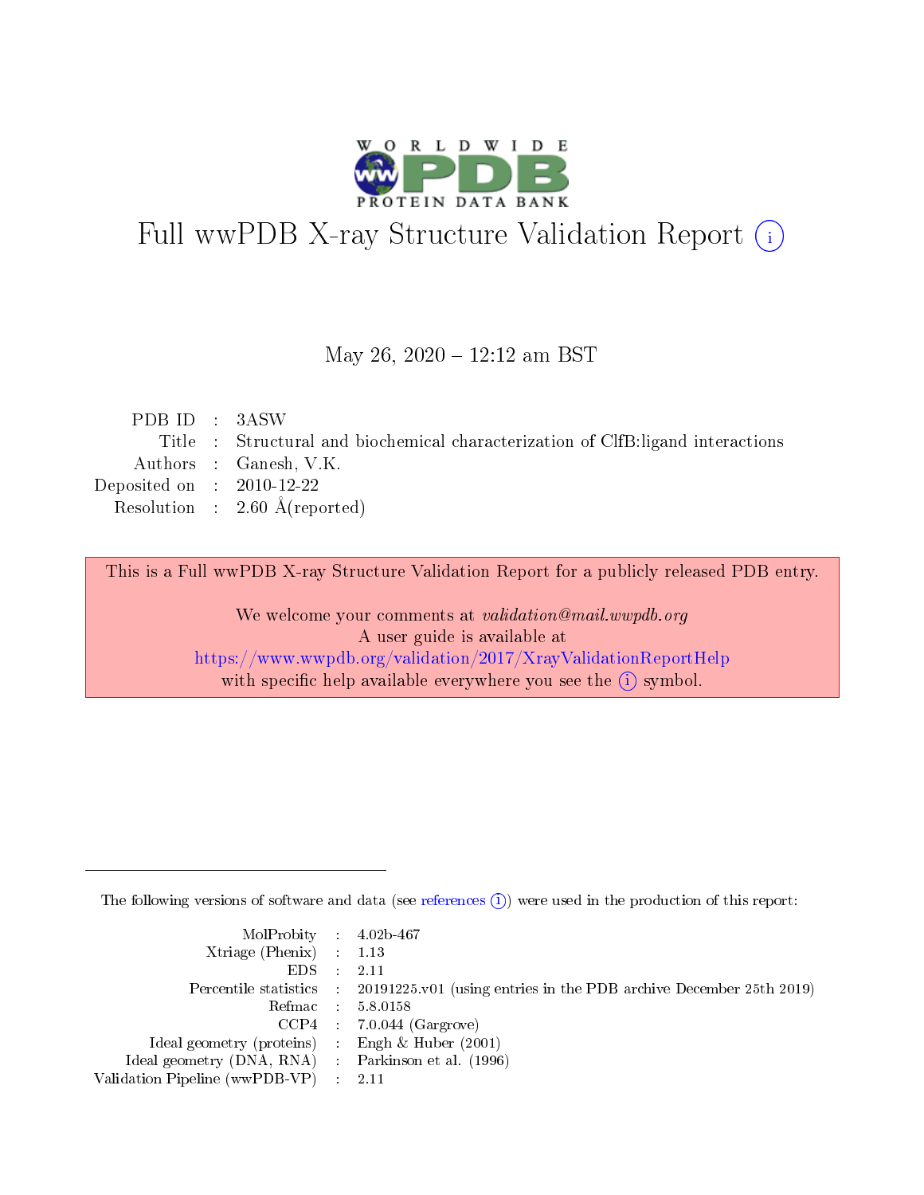# Full wwPDB X-ray Structure Validation Report

May 26, 2020 – 12:12 am BST

| | | |
|---|---|---|
| PDB ID | : | 3ASW |
| Title | : | Structural and biochemical characterization of ClfB:ligand interactions |
| Authors | : | Ganesh, V.K. |
| Deposited on | : | 2010-12-22 |
| Resolution | : | 2.60 Å(reported) |

This is a Full wwPDB X-ray Structure Validation Report for a publicly released PDB entry.

We welcome your comments at *validation@mail.wwpdb.org*
A user guide is available at
https://www.wwpdb.org/validation/2017/XrayValidationReportHelp
with specific help available everywhere you see the (i) symbol.

The following versions of software and data (see references (i)) were used in the production of this report:

| | | |
|---|---|---|
| MolProbity | : | 4.02b-467 |
| Xtriage (Phenix) | : | 1.13 |
| EDS | : | 2.11 |
| Percentile statistics | : | 20191225.v01 (using entries in the PDB archive December 25th 2019) |
| Refmac | : | 5.8.0158 |
| CCP4 | : | 7.0.044 (Gargrove) |
| Ideal geometry (proteins) | : | Engh & Huber (2001) |
| Ideal geometry (DNA, RNA) | : | Parkinson et al. (1996) |
| Validation Pipeline (wwPDB-VP) | : | 2.11 |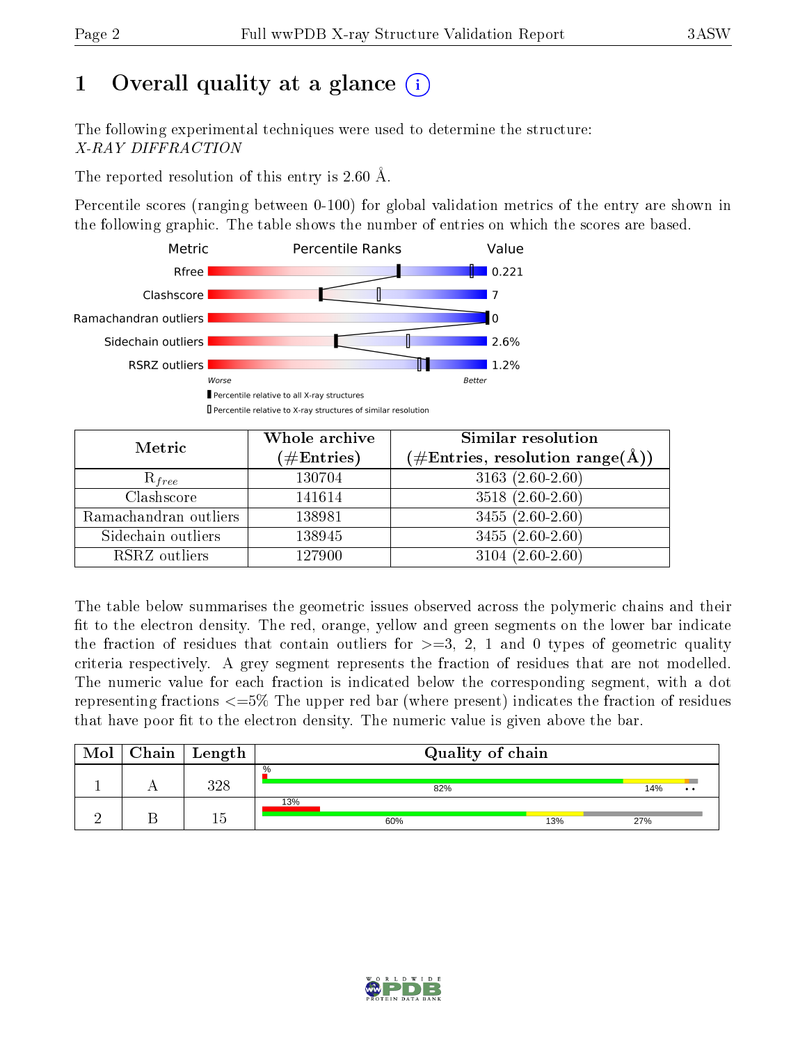# 1 Overall quality at a glance

The following experimental techniques were used to determine the structure: *X-RAY DIFFRACTION*

The reported resolution of this entry is 2.60 Å.

Percentile scores (ranging between 0-100) for global validation metrics of the entry are shown in the following graphic. The table shows the number of entries on which the scores are based.

| Metric | Value |
|---|---|
| Rfree | 0.221 |
| Clashscore | 7 |
| Ramachandran outliers | 0 |
| Sidechain outliers | 2.6% |
| RSRZ outliers | 1.2% |

| Metric | Whole archive (#Entries) | Similar resolution (#Entries, resolution range(Å)) |
|---|---|---|
| $R_{free}$ | 130704 | 3163 (2.60-2.60) |
| Clashscore | 141614 | 3518 (2.60-2.60) |
| Ramachandran outliers | 138981 | 3455 (2.60-2.60) |
| Sidechain outliers | 138945 | 3455 (2.60-2.60) |
| RSRZ outliers | 127900 | 3104 (2.60-2.60) |

The table below summarises the geometric issues observed across the polymeric chains and their fit to the electron density. The red, orange, yellow and green segments on the lower bar indicate the fraction of residues that contain outliers for >=3, 2, 1 and 0 types of geometric quality criteria respectively. A grey segment represents the fraction of residues that are not modelled. The numeric value for each fraction is indicated below the corresponding segment, with a dot representing fractions <=5% The upper red bar (where present) indicates the fraction of residues that have poor fit to the electron density. The numeric value is given above the bar.

| Mol | Chain | Length | Quality of chain |
|---|---|---|---|
| 1 | A | 328 | %; 82%, 14%, • • |
| 2 | B | 15 | 13%; 60%, 13%, 27% |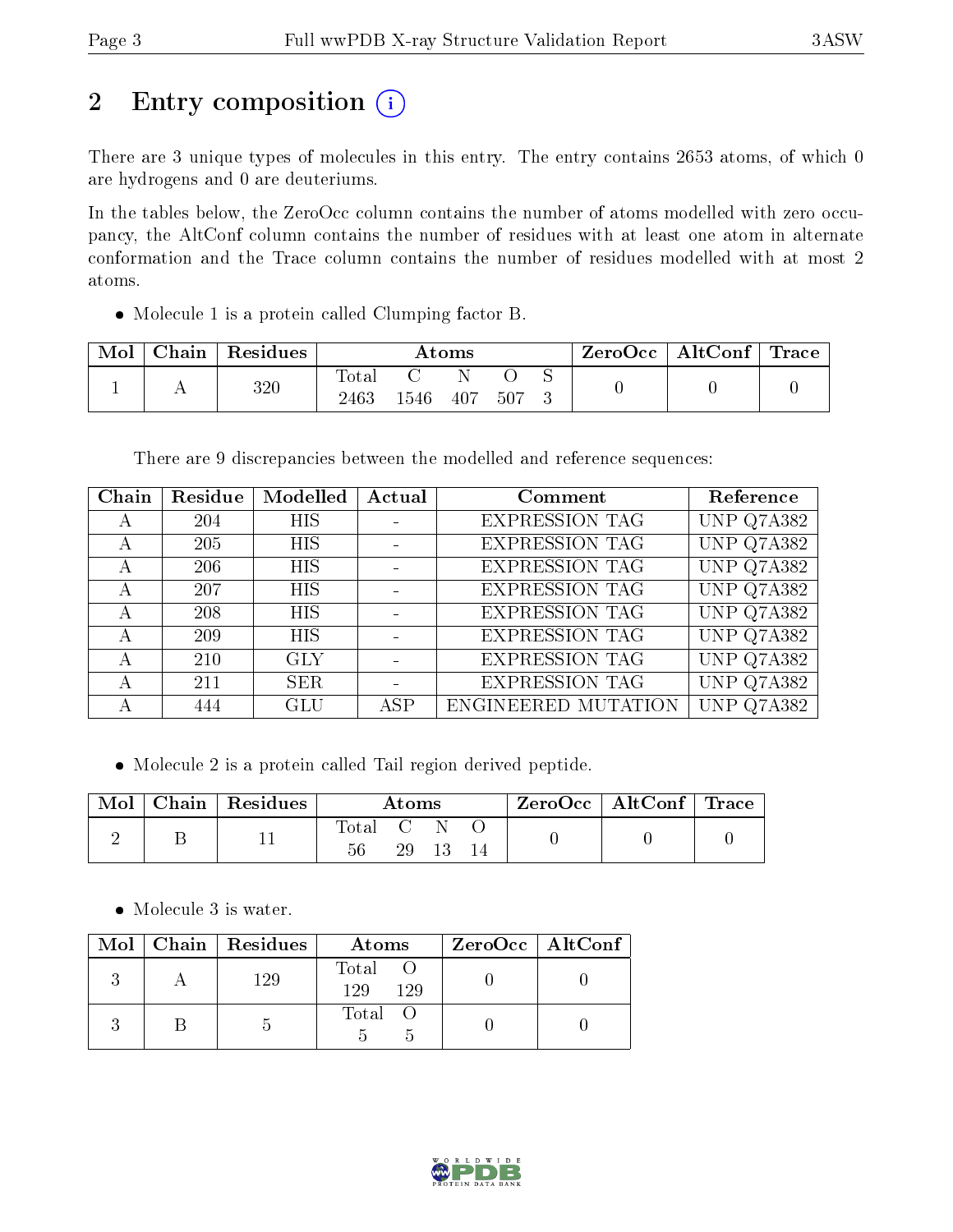# 2 Entry composition (i)

There are 3 unique types of molecules in this entry. The entry contains 2653 atoms, of which 0 are hydrogens and 0 are deuteriums.

In the tables below, the ZeroOcc column contains the number of atoms modelled with zero occupancy, the AltConf column contains the number of residues with at least one atom in alternate conformation and the Trace column contains the number of residues modelled with at most 2 atoms.

- Molecule 1 is a protein called Clumping factor B.

| Mol | Chain | Residues | Atoms | | | | | ZeroOcc | AltConf | Trace |
|---|---|---|---|---|---|---|---|---|---|---|
| 1 | A | 320 | Total | C | N | O | S | 0 | 0 | 0 |
| | | | 2463 | 1546 | 407 | 507 | 3 | | | |

There are 9 discrepancies between the modelled and reference sequences:

| Chain | Residue | Modelled | Actual | Comment | Reference |
|---|---|---|---|---|---|
| A | 204 | HIS | - | EXPRESSION TAG | UNP Q7A382 |
| A | 205 | HIS | - | EXPRESSION TAG | UNP Q7A382 |
| A | 206 | HIS | - | EXPRESSION TAG | UNP Q7A382 |
| A | 207 | HIS | - | EXPRESSION TAG | UNP Q7A382 |
| A | 208 | HIS | - | EXPRESSION TAG | UNP Q7A382 |
| A | 209 | HIS | - | EXPRESSION TAG | UNP Q7A382 |
| A | 210 | GLY | - | EXPRESSION TAG | UNP Q7A382 |
| A | 211 | SER | - | EXPRESSION TAG | UNP Q7A382 |
| A | 444 | GLU | ASP | ENGINEERED MUTATION | UNP Q7A382 |

- Molecule 2 is a protein called Tail region derived peptide.

| Mol | Chain | Residues | Atoms | | | | ZeroOcc | AltConf | Trace |
|---|---|---|---|---|---|---|---|---|---|
| 2 | B | 11 | Total | C | N | O | 0 | 0 | 0 |
| | | | 56 | 29 | 13 | 14 | | | |

- Molecule 3 is water.

| Mol | Chain | Residues | Atoms | | ZeroOcc | AltConf |
|---|---|---|---|---|---|---|
| 3 | A | 129 | Total | O | 0 | 0 |
| | | | 129 | 129 | | |
| 3 | B | 5 | Total | O | 0 | 0 |
| | | | 5 | 5 | | |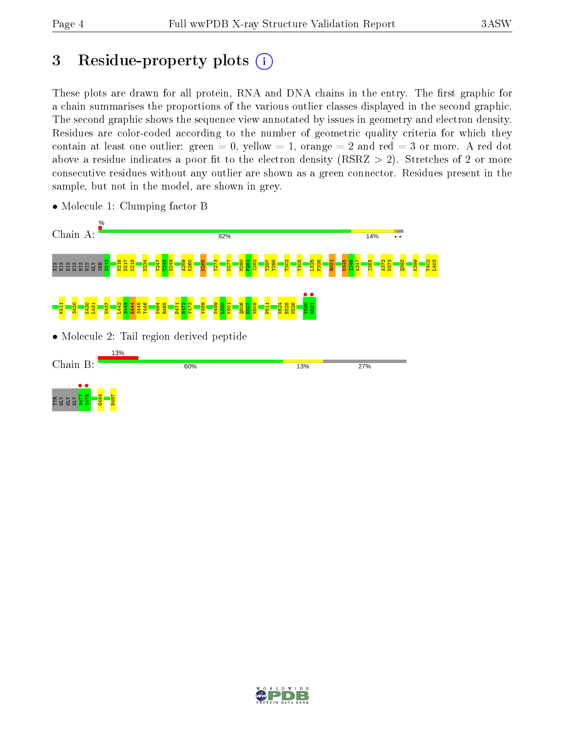# 3 Residue-property plots

These plots are drawn for all protein, RNA and DNA chains in the entry. The first graphic for a chain summarises the proportions of the various outlier classes displayed in the second graphic. The second graphic shows the sequence view annotated by issues in geometry and electron density. Residues are color-coded according to the number of geometric quality criteria for which they contain at least one outlier: green = 0, yellow = 1, orange = 2 and red = 3 or more. A red dot above a residue indicates a poor fit to the electron density (RSRZ > 2). Stretches of 2 or more consecutive residues without any outlier are shown as a green connector. Residues present in the sample, but not in the model, are shown in grey.

- Molecule 1: Clumping factor B

Chain A: % 82% 14% • •

HIS HIS HIS HIS HIS HIS GLY SER G212 N216 D217 K218 N234 V247 T248 D249 A259 K260 N268 Y273 N277 M280 F281 I282 T297 Y298 T302 Y305 L325 P326 R331 N345 I346 A347 I355 A372 N373 Q392 K399 V402 L403 K411 S420 K430 L431 N437 L442 S443 E444 S445 Y446 M464 R465 P471 N472 V473 V489 N499 L500 K501 Q506 E507 N508 F511 N524 E525 N526 Y530 G531

- Molecule 2: Tail region derived peptide

Chain B: 13% 60% 13% 27%

TYR GLY GLY S477 S478 G484 H487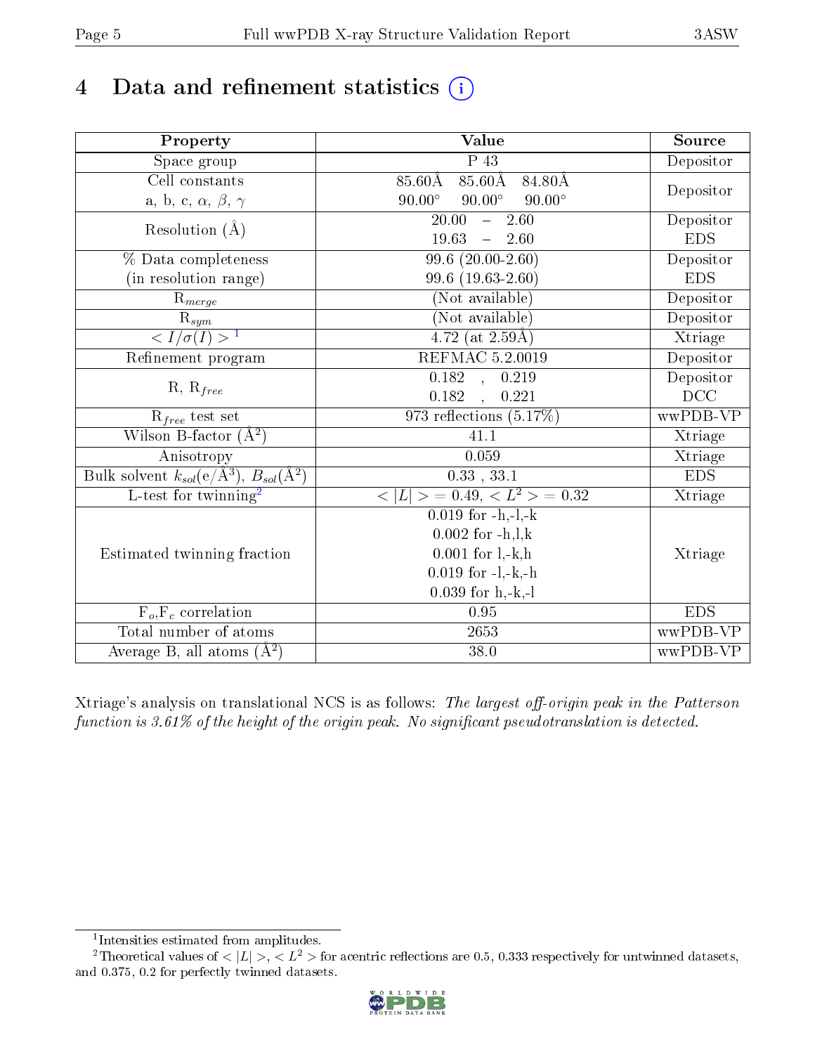# 4 Data and refinement statistics (i)

| Property | Value | Source |
|---|---|---|
| Space group | P 43 | Depositor |
| Cell constants<br>a, b, c, $\alpha$, $\beta$, $\gamma$ | 85.60Å 85.60Å 84.80Å<br>90.00° 90.00° 90.00° | Depositor |
| Resolution (Å) | 20.00 – 2.60<br>19.63 – 2.60 | Depositor<br>EDS |
| % Data completeness<br>(in resolution range) | 99.6 (20.00-2.60)<br>99.6 (19.63-2.60) | Depositor<br>EDS |
| $R_{merge}$ | (Not available) | Depositor |
| $R_{sym}$ | (Not available) | Depositor |
| $< I/\sigma(I) >$ [1] | 4.72 (at 2.59Å) | Xtriage |
| Refinement program | REFMAC 5.2.0019 | Depositor |
| R, $R_{free}$ | 0.182 , 0.219<br>0.182 , 0.221 | Depositor<br>DCC |
| $R_{free}$ test set | 973 reflections (5.17%) | wwPDB-VP |
| Wilson B-factor (Å$^2$) | 41.1 | Xtriage |
| Anisotropy | 0.059 | Xtriage |
| Bulk solvent $k_{sol}$(e/Å$^3$), $B_{sol}$(Å$^2$) | 0.33 , 33.1 | EDS |
| L-test for twinning[2] | $< \|L\| > = 0.49$, $< L^2 > = 0.32$ | Xtriage |
| Estimated twinning fraction | 0.019 for -h,-l,-k<br>0.002 for -h,l,k<br>0.001 for l,-k,h<br>0.019 for -l,-k,-h<br>0.039 for h,-k,-l | Xtriage |
| $F_o$,$F_c$ correlation | 0.95 | EDS |
| Total number of atoms | 2653 | wwPDB-VP |
| Average B, all atoms (Å$^2$) | 38.0 | wwPDB-VP |

Xtriage's analysis on translational NCS is as follows: *The largest off-origin peak in the Patterson function is 3.61% of the height of the origin peak. No significant pseudotranslation is detected.*

[1] Intensities estimated from amplitudes.

[2] Theoretical values of $< |L| >$, $< L^2 >$ for acentric reflections are 0.5, 0.333 respectively for untwinned datasets, and 0.375, 0.2 for perfectly twinned datasets.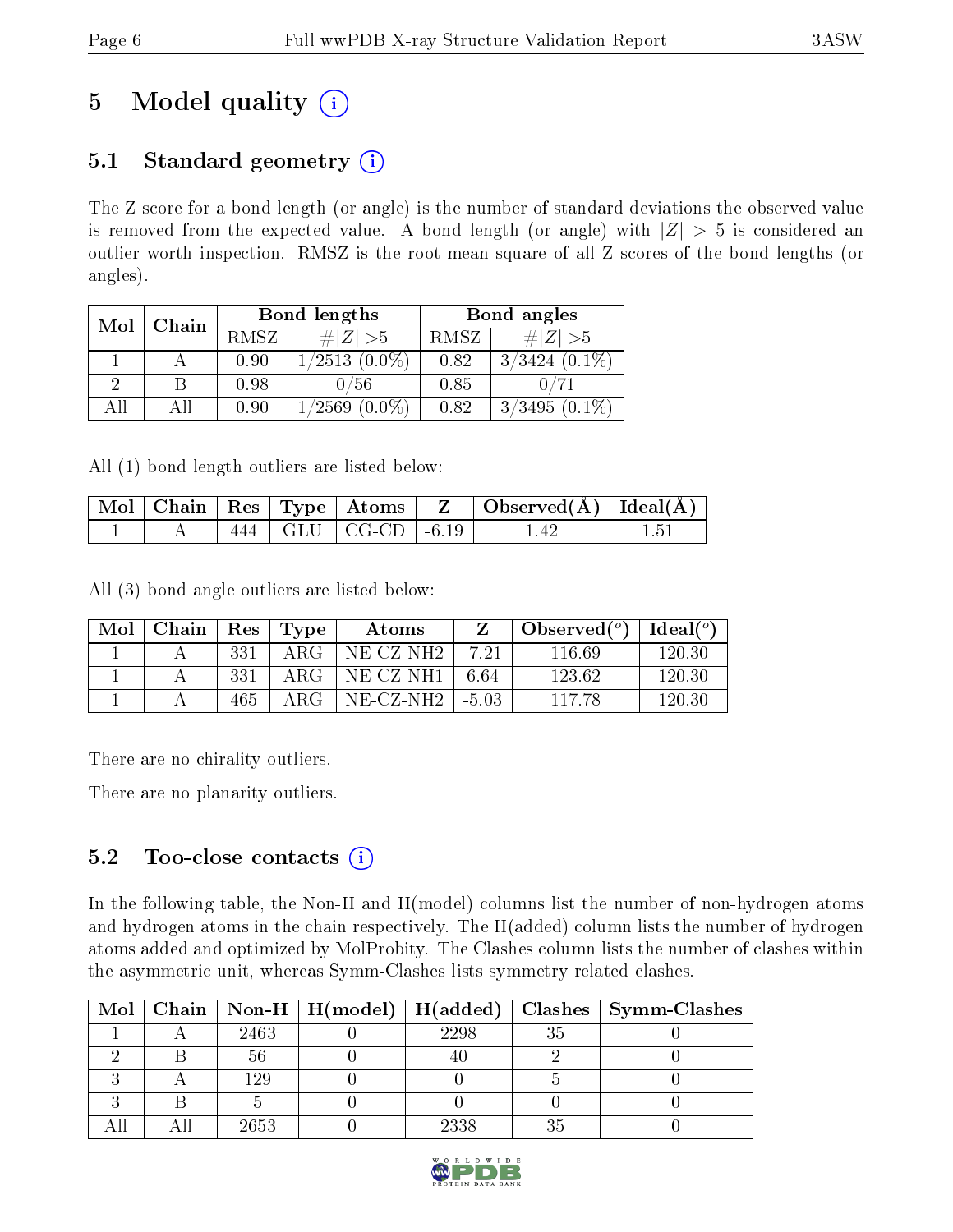# 5 Model quality (i)

## 5.1 Standard geometry (i)

The Z score for a bond length (or angle) is the number of standard deviations the observed value is removed from the expected value. A bond length (or angle) with $|Z| > 5$ is considered an outlier worth inspection. RMSZ is the root-mean-square of all Z scores of the bond lengths (or angles).

| Mol | Chain | Bond lengths | | Bond angles | |
|---|---|---|---|---|---|
| | | RMSZ | #\|Z\| >5 | RMSZ | #\|Z\| >5 |
| 1 | A | 0.90 | 1/2513 (0.0%) | 0.82 | 3/3424 (0.1%) |
| 2 | B | 0.98 | 0/56 | 0.85 | 0/71 |
| All | All | 0.90 | 1/2569 (0.0%) | 0.82 | 3/3495 (0.1%) |

All (1) bond length outliers are listed below:

| Mol | Chain | Res | Type | Atoms | Z | Observed(Å) | Ideal(Å) |
|---|---|---|---|---|---|---|---|
| 1 | A | 444 | GLU | CG-CD | -6.19 | 1.42 | 1.51 |

All (3) bond angle outliers are listed below:

| Mol | Chain | Res | Type | Atoms | Z | Observed(°) | Ideal(°) |
|---|---|---|---|---|---|---|---|
| 1 | A | 331 | ARG | NE-CZ-NH2 | -7.21 | 116.69 | 120.30 |
| 1 | A | 331 | ARG | NE-CZ-NH1 | 6.64 | 123.62 | 120.30 |
| 1 | A | 465 | ARG | NE-CZ-NH2 | -5.03 | 117.78 | 120.30 |

There are no chirality outliers.

There are no planarity outliers.

## 5.2 Too-close contacts (i)

In the following table, the Non-H and H(model) columns list the number of non-hydrogen atoms and hydrogen atoms in the chain respectively. The H(added) column lists the number of hydrogen atoms added and optimized by MolProbity. The Clashes column lists the number of clashes within the asymmetric unit, whereas Symm-Clashes lists symmetry related clashes.

| Mol | Chain | Non-H | H(model) | H(added) | Clashes | Symm-Clashes |
|---|---|---|---|---|---|---|
| 1 | A | 2463 | 0 | 2298 | 35 | 0 |
| 2 | B | 56 | 0 | 40 | 2 | 0 |
| 3 | A | 129 | 0 | 0 | 5 | 0 |
| 3 | B | 5 | 0 | 0 | 0 | 0 |
| All | All | 2653 | 0 | 2338 | 35 | 0 |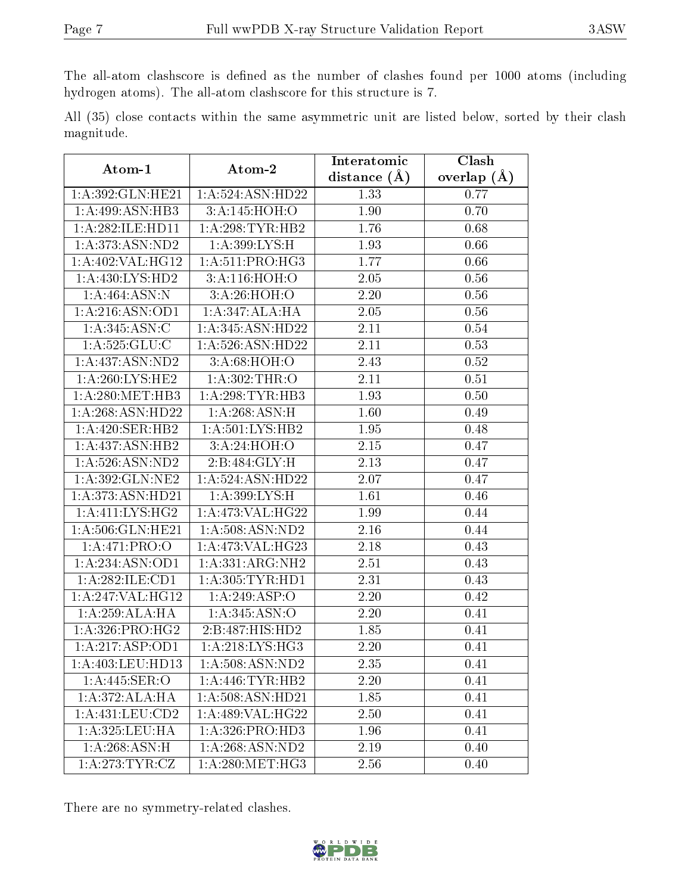The all-atom clashscore is defined as the number of clashes found per 1000 atoms (including hydrogen atoms). The all-atom clashscore for this structure is 7.

All (35) close contacts within the same asymmetric unit are listed below, sorted by their clash magnitude.

| Atom-1 | Atom-2 | Interatomic distance (Å) | Clash overlap (Å) |
|---|---|---|---|
| 1:A:392:GLN:HE21 | 1:A:524:ASN:HD22 | 1.33 | 0.77 |
| 1:A:499:ASN:HB3 | 3:A:145:HOH:O | 1.90 | 0.70 |
| 1:A:282:ILE:HD11 | 1:A:298:TYR:HB2 | 1.76 | 0.68 |
| 1:A:373:ASN:ND2 | 1:A:399:LYS:H | 1.93 | 0.66 |
| 1:A:402:VAL:HG12 | 1:A:511:PRO:HG3 | 1.77 | 0.66 |
| 1:A:430:LYS:HD2 | 3:A:116:HOH:O | 2.05 | 0.56 |
| 1:A:464:ASN:N | 3:A:26:HOH:O | 2.20 | 0.56 |
| 1:A:216:ASN:OD1 | 1:A:347:ALA:HA | 2.05 | 0.56 |
| 1:A:345:ASN:C | 1:A:345:ASN:HD22 | 2.11 | 0.54 |
| 1:A:525:GLU:C | 1:A:526:ASN:HD22 | 2.11 | 0.53 |
| 1:A:437:ASN:ND2 | 3:A:68:HOH:O | 2.43 | 0.52 |
| 1:A:260:LYS:HE2 | 1:A:302:THR:O | 2.11 | 0.51 |
| 1:A:280:MET:HB3 | 1:A:298:TYR:HB3 | 1.93 | 0.50 |
| 1:A:268:ASN:HD22 | 1:A:268:ASN:H | 1.60 | 0.49 |
| 1:A:420:SER:HB2 | 1:A:501:LYS:HB2 | 1.95 | 0.48 |
| 1:A:437:ASN:HB2 | 3:A:24:HOH:O | 2.15 | 0.47 |
| 1:A:526:ASN:ND2 | 2:B:484:GLY:H | 2.13 | 0.47 |
| 1:A:392:GLN:NE2 | 1:A:524:ASN:HD22 | 2.07 | 0.47 |
| 1:A:373:ASN:HD21 | 1:A:399:LYS:H | 1.61 | 0.46 |
| 1:A:411:LYS:HG2 | 1:A:473:VAL:HG22 | 1.99 | 0.44 |
| 1:A:506:GLN:HE21 | 1:A:508:ASN:ND2 | 2.16 | 0.44 |
| 1:A:471:PRO:O | 1:A:473:VAL:HG23 | 2.18 | 0.43 |
| 1:A:234:ASN:OD1 | 1:A:331:ARG:NH2 | 2.51 | 0.43 |
| 1:A:282:ILE:CD1 | 1:A:305:TYR:HD1 | 2.31 | 0.43 |
| 1:A:247:VAL:HG12 | 1:A:249:ASP:O | 2.20 | 0.42 |
| 1:A:259:ALA:HA | 1:A:345:ASN:O | 2.20 | 0.41 |
| 1:A:326:PRO:HG2 | 2:B:487:HIS:HD2 | 1.85 | 0.41 |
| 1:A:217:ASP:OD1 | 1:A:218:LYS:HG3 | 2.20 | 0.41 |
| 1:A:403:LEU:HD13 | 1:A:508:ASN:ND2 | 2.35 | 0.41 |
| 1:A:445:SER:O | 1:A:446:TYR:HB2 | 2.20 | 0.41 |
| 1:A:372:ALA:HA | 1:A:508:ASN:HD21 | 1.85 | 0.41 |
| 1:A:431:LEU:CD2 | 1:A:489:VAL:HG22 | 2.50 | 0.41 |
| 1:A:325:LEU:HA | 1:A:326:PRO:HD3 | 1.96 | 0.41 |
| 1:A:268:ASN:H | 1:A:268:ASN:ND2 | 2.19 | 0.40 |
| 1:A:273:TYR:CZ | 1:A:280:MET:HG3 | 2.56 | 0.40 |

There are no symmetry-related clashes.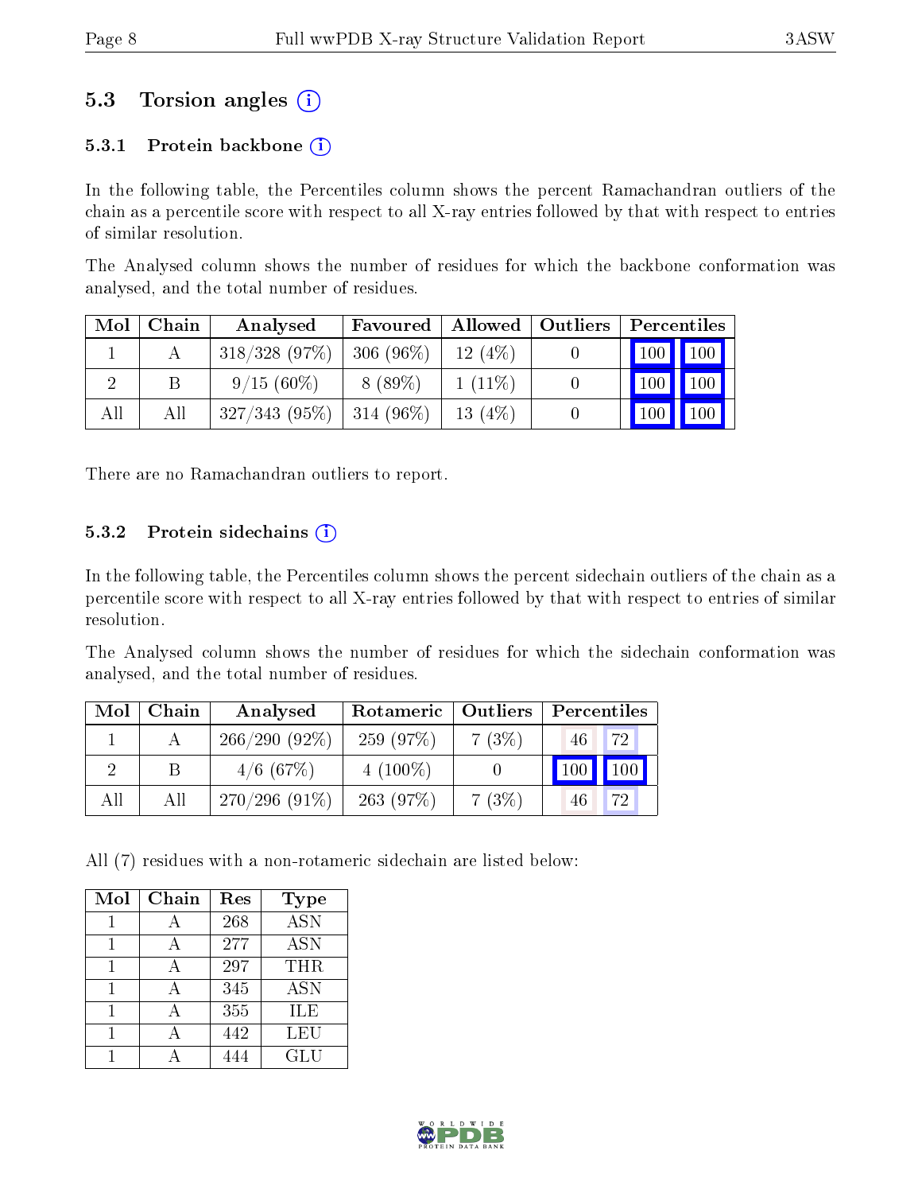## 5.3 Torsion angles (i)

### 5.3.1 Protein backbone (i)

In the following table, the Percentiles column shows the percent Ramachandran outliers of the chain as a percentile score with respect to all X-ray entries followed by that with respect to entries of similar resolution.

The Analysed column shows the number of residues for which the backbone conformation was analysed, and the total number of residues.

| Mol | Chain | Analysed | Favoured | Allowed | Outliers | Percentiles | |
|---|---|---|---|---|---|---|---|
| 1 | A | 318/328 (97%) | 306 (96%) | 12 (4%) | 0 | 100 | 100 |
| 2 | B | 9/15 (60%) | 8 (89%) | 1 (11%) | 0 | 100 | 100 |
| All | All | 327/343 (95%) | 314 (96%) | 13 (4%) | 0 | 100 | 100 |

There are no Ramachandran outliers to report.

### 5.3.2 Protein sidechains (i)

In the following table, the Percentiles column shows the percent sidechain outliers of the chain as a percentile score with respect to all X-ray entries followed by that with respect to entries of similar resolution.

The Analysed column shows the number of residues for which the sidechain conformation was analysed, and the total number of residues.

| Mol | Chain | Analysed | Rotameric | Outliers | Percentiles | |
|---|---|---|---|---|---|---|
| 1 | A | 266/290 (92%) | 259 (97%) | 7 (3%) | 46 | 72 |
| 2 | B | 4/6 (67%) | 4 (100%) | 0 | 100 | 100 |
| All | All | 270/296 (91%) | 263 (97%) | 7 (3%) | 46 | 72 |

All (7) residues with a non-rotameric sidechain are listed below:

| Mol | Chain | Res | Type |
|---|---|---|---|
| 1 | A | 268 | ASN |
| 1 | A | 277 | ASN |
| 1 | A | 297 | THR |
| 1 | A | 345 | ASN |
| 1 | A | 355 | ILE |
| 1 | A | 442 | LEU |
| 1 | A | 444 | GLU |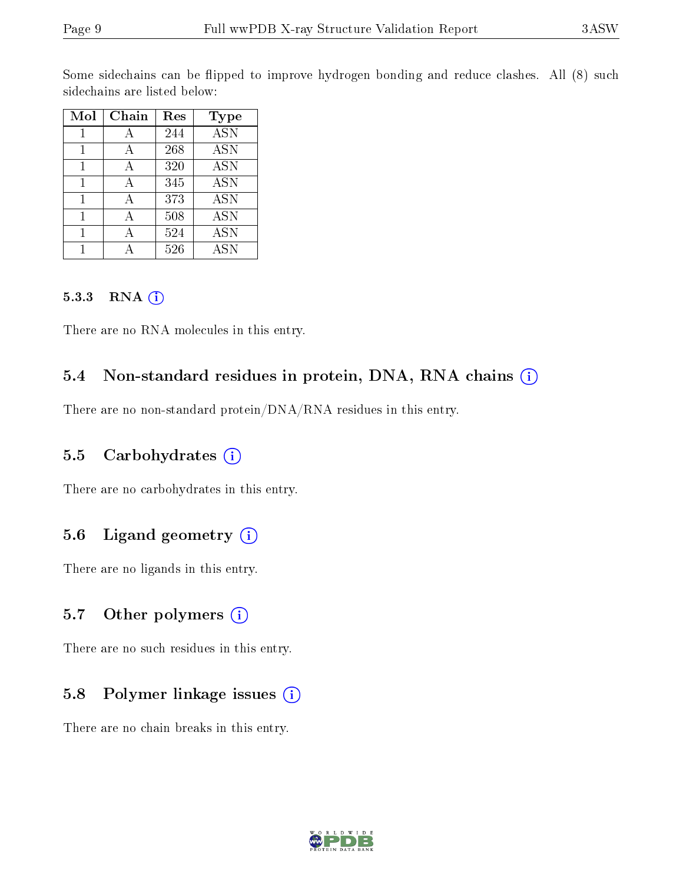Some sidechains can be flipped to improve hydrogen bonding and reduce clashes. All (8) such sidechains are listed below:

| Mol | Chain | Res | Type |
|---|---|---|---|
| 1 | A | 244 | ASN |
| 1 | A | 268 | ASN |
| 1 | A | 320 | ASN |
| 1 | A | 345 | ASN |
| 1 | A | 373 | ASN |
| 1 | A | 508 | ASN |
| 1 | A | 524 | ASN |
| 1 | A | 526 | ASN |

#### 5.3.3 RNA

There are no RNA molecules in this entry.

### 5.4 Non-standard residues in protein, DNA, RNA chains

There are no non-standard protein/DNA/RNA residues in this entry.

### 5.5 Carbohydrates

There are no carbohydrates in this entry.

### 5.6 Ligand geometry

There are no ligands in this entry.

### 5.7 Other polymers

There are no such residues in this entry.

### 5.8 Polymer linkage issues

There are no chain breaks in this entry.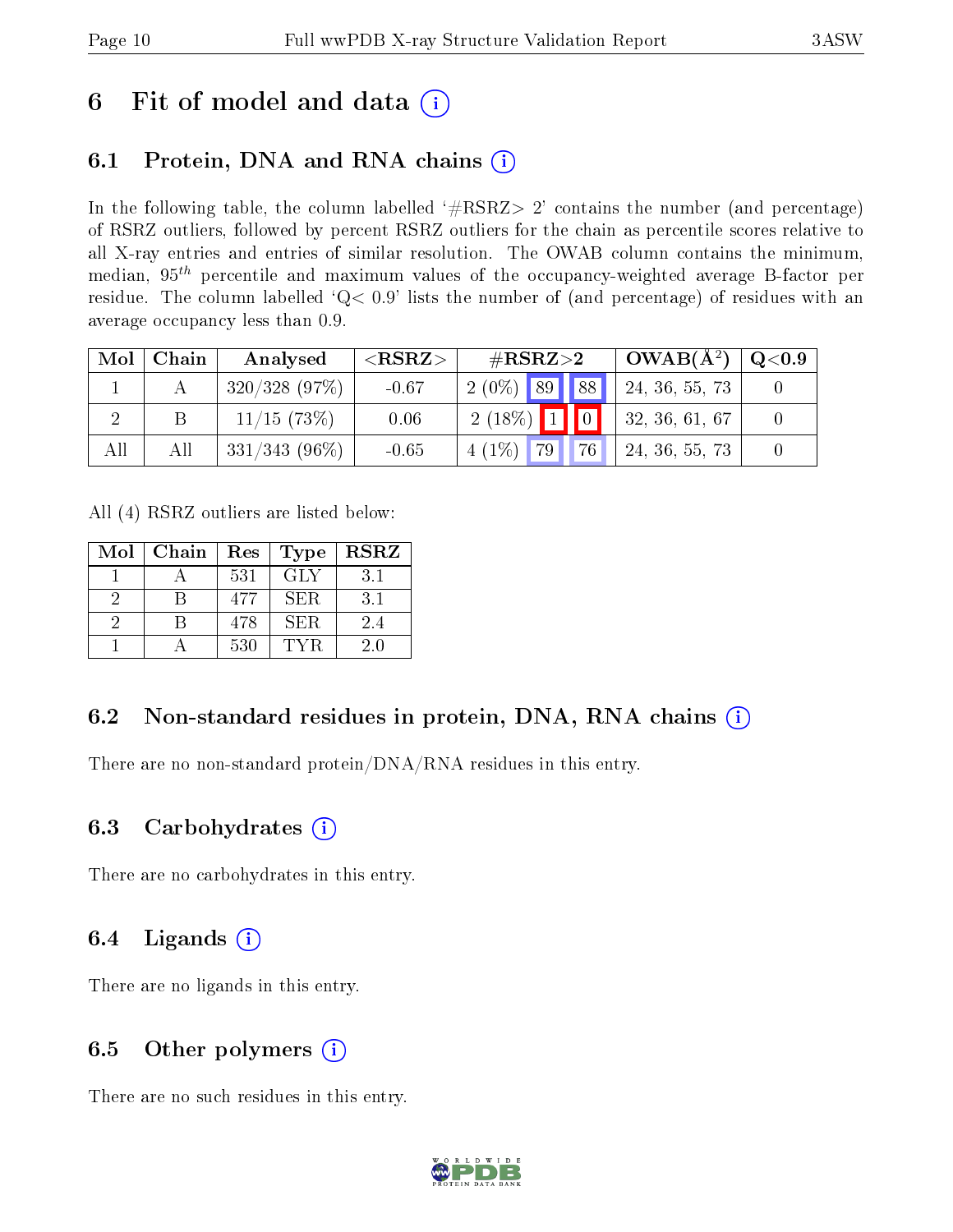# 6 Fit of model and data (i)

## 6.1 Protein, DNA and RNA chains (i)

In the following table, the column labelled '#RSRZ> 2' contains the number (and percentage) of RSRZ outliers, followed by percent RSRZ outliers for the chain as percentile scores relative to all X-ray entries and entries of similar resolution. The OWAB column contains the minimum, median, $95^{th}$ percentile and maximum values of the occupancy-weighted average B-factor per residue. The column labelled 'Q< 0.9' lists the number of (and percentage) of residues with an average occupancy less than 0.9.

| Mol | Chain | Analysed | <RSRZ> | #RSRZ>2 | | | OWAB(Å$^2$) | Q<0.9 |
|---|---|---|---|---|---|---|---|---|
| 1 | A | 320/328 (97%) | -0.67 | 2 (0%) | 89 | 88 | 24, 36, 55, 73 | 0 |
| 2 | B | 11/15 (73%) | 0.06 | 2 (18%) | 1 | 0 | 32, 36, 61, 67 | 0 |
| All | All | 331/343 (96%) | -0.65 | 4 (1%) | 79 | 76 | 24, 36, 55, 73 | 0 |

All (4) RSRZ outliers are listed below:

| Mol | Chain | Res | Type | RSRZ |
|---|---|---|---|---|
| 1 | A | 531 | GLY | 3.1 |
| 2 | B | 477 | SER | 3.1 |
| 2 | B | 478 | SER | 2.4 |
| 1 | A | 530 | TYR | 2.0 |

## 6.2 Non-standard residues in protein, DNA, RNA chains (i)

There are no non-standard protein/DNA/RNA residues in this entry.

## 6.3 Carbohydrates (i)

There are no carbohydrates in this entry.

## 6.4 Ligands (i)

There are no ligands in this entry.

## 6.5 Other polymers (i)

There are no such residues in this entry.